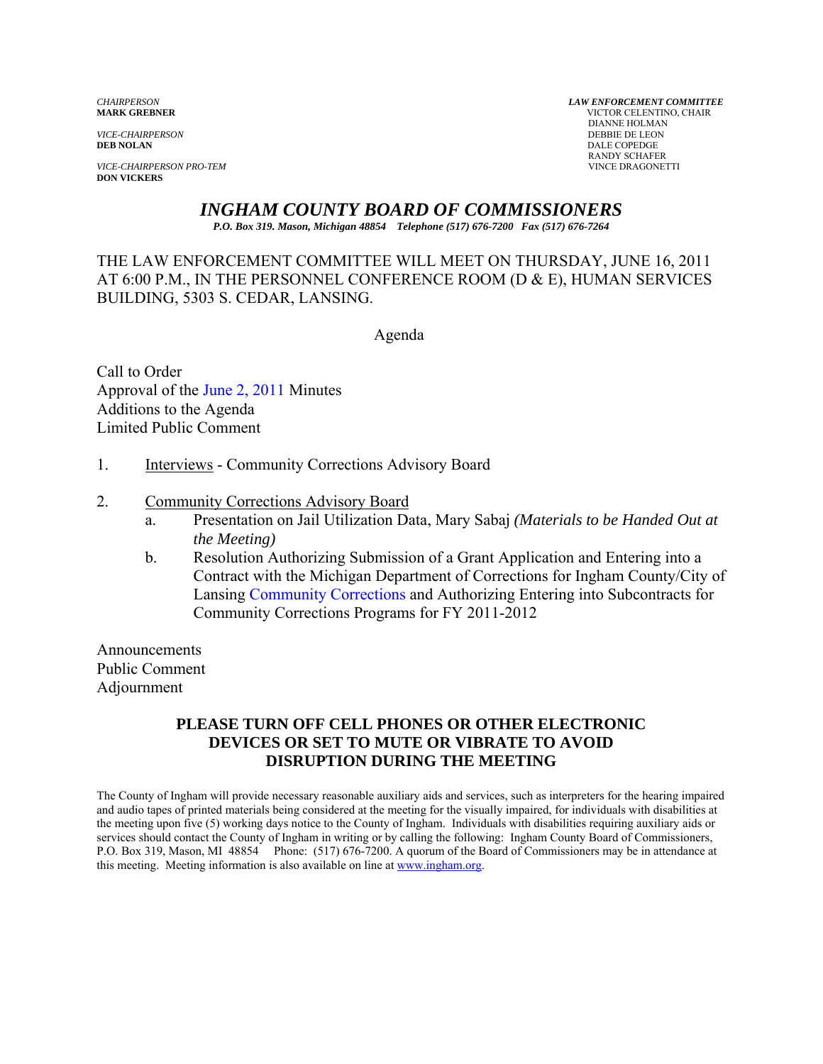*CHAIRPERSON*
**MARK GREBNER**

*VICE-CHAIRPERSON*
**DEB NOLAN**

*VICE-CHAIRPERSON PRO-TEM*
**DON VICKERS**

***LAW ENFORCEMENT COMMITTEE***
VICTOR CELENTINO, CHAIR
DIANNE HOLMAN
DEBBIE DE LEON
DALE COPEDGE
RANDY SCHAFER
VINCE DRAGONETTI

# *INGHAM COUNTY BOARD OF COMMISSIONERS*

***P.O. Box 319. Mason, Michigan 48854 Telephone (517) 676-7200 Fax (517) 676-7264***

THE LAW ENFORCEMENT COMMITTEE WILL MEET ON THURSDAY, JUNE 16, 2011 AT 6:00 P.M., IN THE PERSONNEL CONFERENCE ROOM (D & E), HUMAN SERVICES BUILDING, 5303 S. CEDAR, LANSING.

Agenda

Call to Order
Approval of the June 2, 2011 Minutes
Additions to the Agenda
Limited Public Comment

1. Interviews - Community Corrections Advisory Board

2. Community Corrections Advisory Board
   a. Presentation on Jail Utilization Data, Mary Sabaj *(Materials to be Handed Out at the Meeting)*
   b. Resolution Authorizing Submission of a Grant Application and Entering into a Contract with the Michigan Department of Corrections for Ingham County/City of Lansing Community Corrections and Authorizing Entering into Subcontracts for Community Corrections Programs for FY 2011-2012

Announcements
Public Comment
Adjournment

**PLEASE TURN OFF CELL PHONES OR OTHER ELECTRONIC DEVICES OR SET TO MUTE OR VIBRATE TO AVOID DISRUPTION DURING THE MEETING**

The County of Ingham will provide necessary reasonable auxiliary aids and services, such as interpreters for the hearing impaired and audio tapes of printed materials being considered at the meeting for the visually impaired, for individuals with disabilities at the meeting upon five (5) working days notice to the County of Ingham. Individuals with disabilities requiring auxiliary aids or services should contact the County of Ingham in writing or by calling the following: Ingham County Board of Commissioners, P.O. Box 319, Mason, MI 48854 Phone: (517) 676-7200. A quorum of the Board of Commissioners may be in attendance at this meeting. Meeting information is also available on line at www.ingham.org.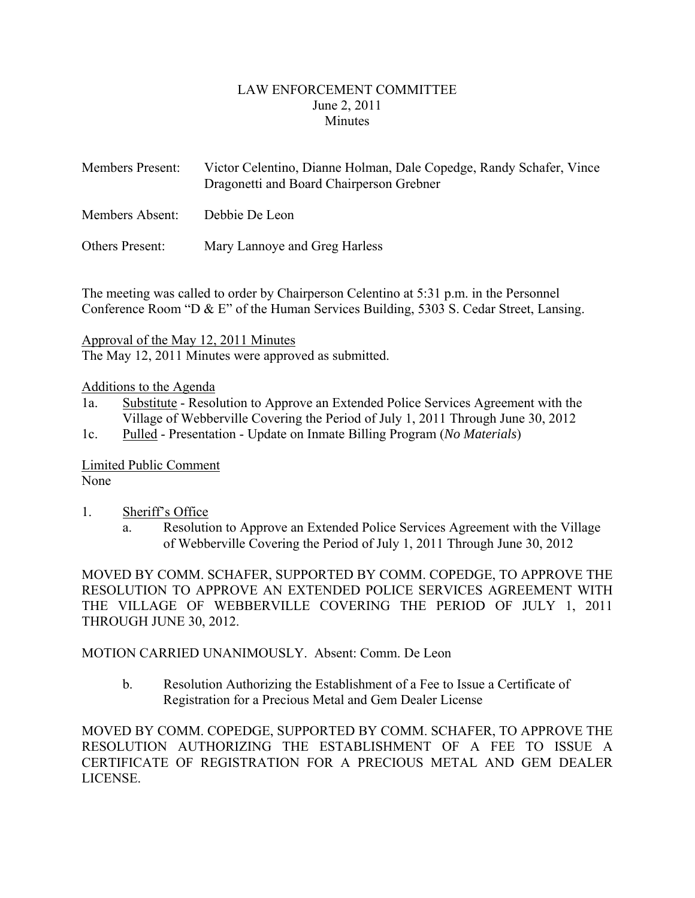# LAW ENFORCEMENT COMMITTEE
June 2, 2011
Minutes

Members Present: Victor Celentino, Dianne Holman, Dale Copedge, Randy Schafer, Vince Dragonetti and Board Chairperson Grebner

Members Absent: Debbie De Leon

Others Present: Mary Lannoye and Greg Harless

The meeting was called to order by Chairperson Celentino at 5:31 p.m. in the Personnel Conference Room "D & E" of the Human Services Building, 5303 S. Cedar Street, Lansing.

Approval of the May 12, 2011 Minutes
The May 12, 2011 Minutes were approved as submitted.

Additions to the Agenda

1a. Substitute - Resolution to Approve an Extended Police Services Agreement with the Village of Webberville Covering the Period of July 1, 2011 Through June 30, 2012
1c. Pulled - Presentation - Update on Inmate Billing Program (*No Materials*)

Limited Public Comment
None

1. Sheriff's Office
   a. Resolution to Approve an Extended Police Services Agreement with the Village of Webberville Covering the Period of July 1, 2011 Through June 30, 2012

MOVED BY COMM. SCHAFER, SUPPORTED BY COMM. COPEDGE, TO APPROVE THE RESOLUTION TO APPROVE AN EXTENDED POLICE SERVICES AGREEMENT WITH THE VILLAGE OF WEBBERVILLE COVERING THE PERIOD OF JULY 1, 2011 THROUGH JUNE 30, 2012.

MOTION CARRIED UNANIMOUSLY. Absent: Comm. De Leon

   b. Resolution Authorizing the Establishment of a Fee to Issue a Certificate of Registration for a Precious Metal and Gem Dealer License

MOVED BY COMM. COPEDGE, SUPPORTED BY COMM. SCHAFER, TO APPROVE THE RESOLUTION AUTHORIZING THE ESTABLISHMENT OF A FEE TO ISSUE A CERTIFICATE OF REGISTRATION FOR A PRECIOUS METAL AND GEM DEALER LICENSE.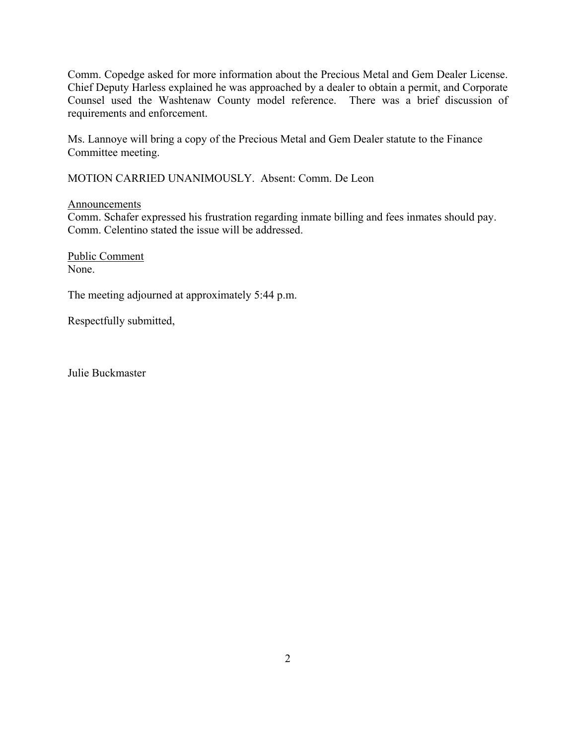Comm. Copedge asked for more information about the Precious Metal and Gem Dealer License. Chief Deputy Harless explained he was approached by a dealer to obtain a permit, and Corporate Counsel used the Washtenaw County model reference. There was a brief discussion of requirements and enforcement.

Ms. Lannoye will bring a copy of the Precious Metal and Gem Dealer statute to the Finance Committee meeting.

MOTION CARRIED UNANIMOUSLY. Absent: Comm. De Leon

Announcements

Comm. Schafer expressed his frustration regarding inmate billing and fees inmates should pay. Comm. Celentino stated the issue will be addressed.

Public Comment

None.

The meeting adjourned at approximately 5:44 p.m.

Respectfully submitted,

Julie Buckmaster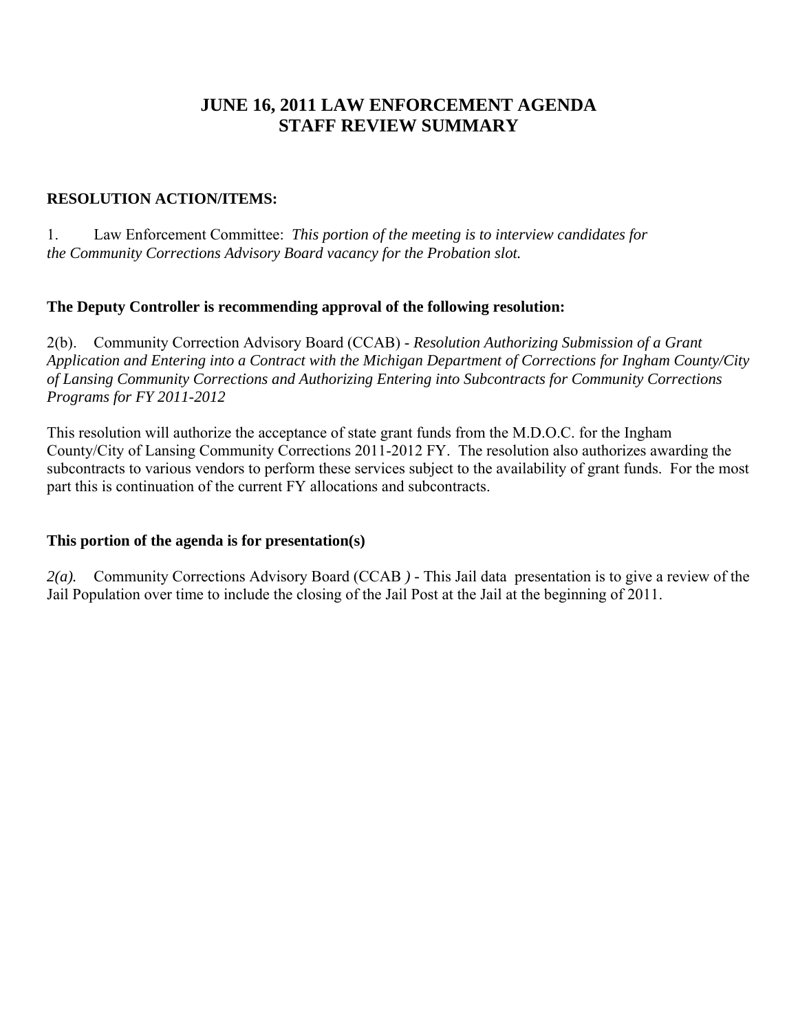# JUNE 16, 2011 LAW ENFORCEMENT AGENDA
# STAFF REVIEW SUMMARY

**RESOLUTION ACTION/ITEMS:**

1. Law Enforcement Committee: *This portion of the meeting is to interview candidates for the Community Corrections Advisory Board vacancy for the Probation slot.*

**The Deputy Controller is recommending approval of the following resolution:**

2(b). Community Correction Advisory Board (CCAB) - *Resolution Authorizing Submission of a Grant Application and Entering into a Contract with the Michigan Department of Corrections for Ingham County/City of Lansing Community Corrections and Authorizing Entering into Subcontracts for Community Corrections Programs for FY 2011-2012*

This resolution will authorize the acceptance of state grant funds from the M.D.O.C. for the Ingham County/City of Lansing Community Corrections 2011-2012 FY. The resolution also authorizes awarding the subcontracts to various vendors to perform these services subject to the availability of grant funds. For the most part this is continuation of the current FY allocations and subcontracts.

**This portion of the agenda is for presentation(s)**

*2(a).* Community Corrections Advisory Board (CCAB *)* - This Jail data presentation is to give a review of the Jail Population over time to include the closing of the Jail Post at the Jail at the beginning of 2011.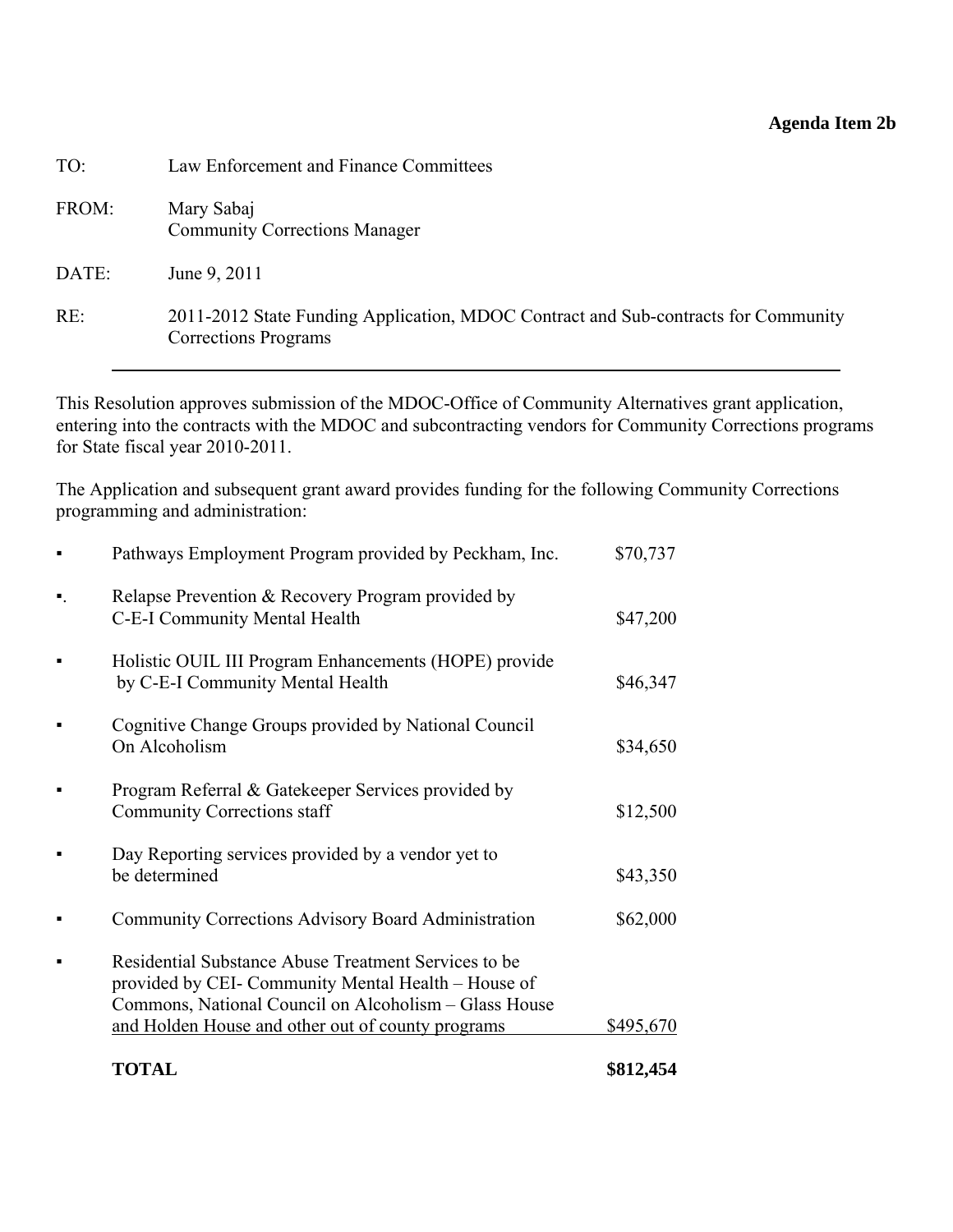**Agenda Item 2b**

TO: Law Enforcement and Finance Committees

FROM: Mary Sabaj
Community Corrections Manager

DATE: June 9, 2011

RE: 2011-2012 State Funding Application, MDOC Contract and Sub-contracts for Community Corrections Programs

---

This Resolution approves submission of the MDOC-Office of Community Alternatives grant application, entering into the contracts with the MDOC and subcontracting vendors for Community Corrections programs for State fiscal year 2010-2011.

The Application and subsequent grant award provides funding for the following Community Corrections programming and administration:

| | Program | Amount |
|---|---|---|
| ▪ | Pathways Employment Program provided by Peckham, Inc. | $70,737 |
| ▪. | Relapse Prevention & Recovery Program provided by C-E-I Community Mental Health | $47,200 |
| ▪ | Holistic OUIL III Program Enhancements (HOPE) provide by C-E-I Community Mental Health | $46,347 |
| ▪ | Cognitive Change Groups provided by National Council On Alcoholism | $34,650 |
| ▪ | Program Referral & Gatekeeper Services provided by Community Corrections staff | $12,500 |
| ▪ | Day Reporting services provided by a vendor yet to be determined | $43,350 |
| ▪ | Community Corrections Advisory Board Administration | $62,000 |
| ▪ | Residential Substance Abuse Treatment Services to be provided by CEI- Community Mental Health – House of Commons, National Council on Alcoholism – Glass House and Holden House and other out of county programs | $495,670 |
| | **TOTAL** | **$812,454** |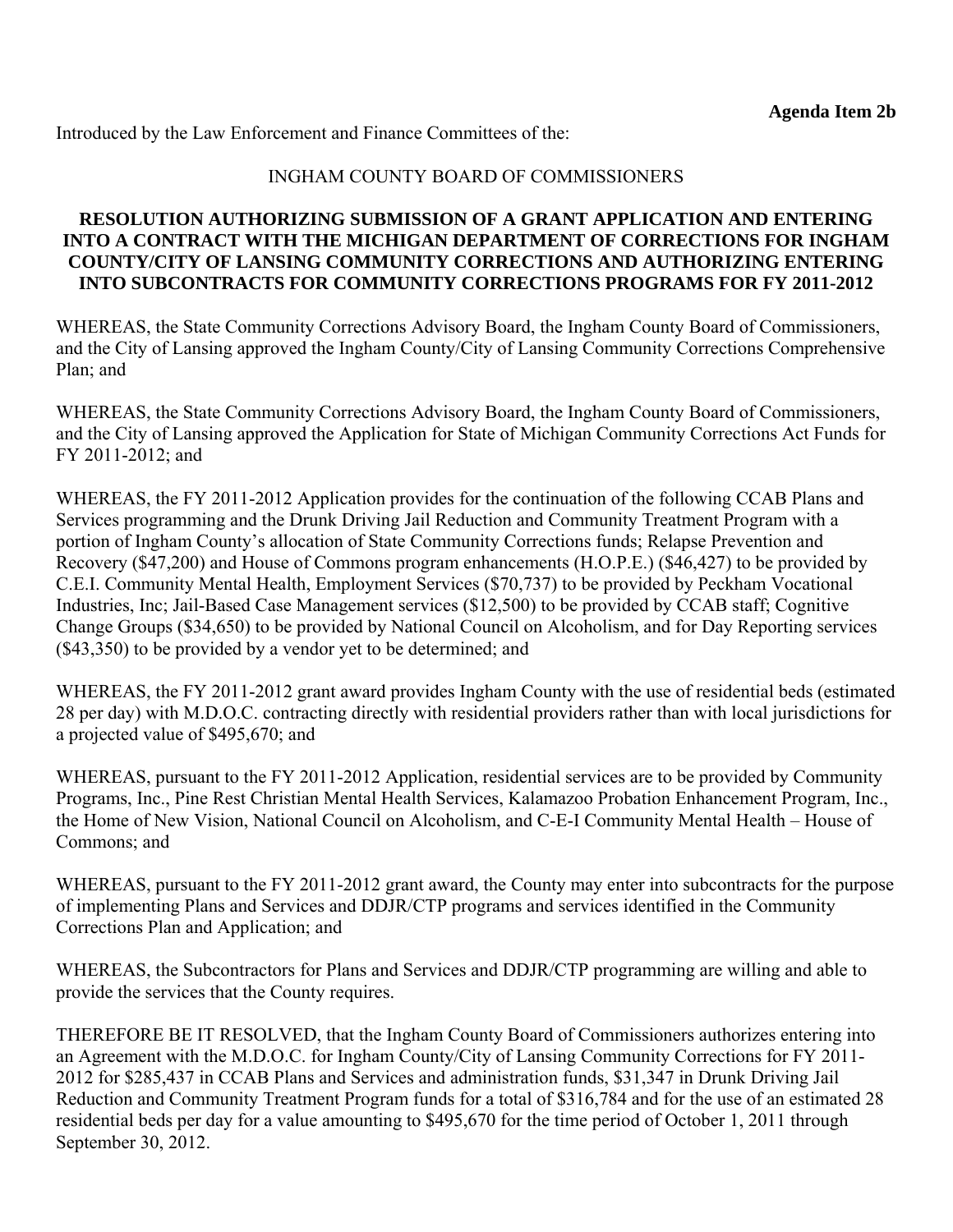**Agenda Item 2b**

Introduced by the Law Enforcement and Finance Committees of the:

INGHAM COUNTY BOARD OF COMMISSIONERS

**RESOLUTION AUTHORIZING SUBMISSION OF A GRANT APPLICATION AND ENTERING INTO A CONTRACT WITH THE MICHIGAN DEPARTMENT OF CORRECTIONS FOR INGHAM COUNTY/CITY OF LANSING COMMUNITY CORRECTIONS AND AUTHORIZING ENTERING INTO SUBCONTRACTS FOR COMMUNITY CORRECTIONS PROGRAMS FOR FY 2011-2012**

WHEREAS, the State Community Corrections Advisory Board, the Ingham County Board of Commissioners, and the City of Lansing approved the Ingham County/City of Lansing Community Corrections Comprehensive Plan; and

WHEREAS, the State Community Corrections Advisory Board, the Ingham County Board of Commissioners, and the City of Lansing approved the Application for State of Michigan Community Corrections Act Funds for FY 2011-2012; and

WHEREAS, the FY 2011-2012 Application provides for the continuation of the following CCAB Plans and Services programming and the Drunk Driving Jail Reduction and Community Treatment Program with a portion of Ingham County's allocation of State Community Corrections funds; Relapse Prevention and Recovery ($47,200) and House of Commons program enhancements (H.O.P.E.) ($46,427) to be provided by C.E.I. Community Mental Health, Employment Services ($70,737) to be provided by Peckham Vocational Industries, Inc; Jail-Based Case Management services ($12,500) to be provided by CCAB staff; Cognitive Change Groups ($34,650) to be provided by National Council on Alcoholism, and for Day Reporting services ($43,350) to be provided by a vendor yet to be determined; and

WHEREAS, the FY 2011-2012 grant award provides Ingham County with the use of residential beds (estimated 28 per day) with M.D.O.C. contracting directly with residential providers rather than with local jurisdictions for a projected value of $495,670; and

WHEREAS, pursuant to the FY 2011-2012 Application, residential services are to be provided by Community Programs, Inc., Pine Rest Christian Mental Health Services, Kalamazoo Probation Enhancement Program, Inc., the Home of New Vision, National Council on Alcoholism, and C-E-I Community Mental Health – House of Commons; and

WHEREAS, pursuant to the FY 2011-2012 grant award, the County may enter into subcontracts for the purpose of implementing Plans and Services and DDJR/CTP programs and services identified in the Community Corrections Plan and Application; and

WHEREAS, the Subcontractors for Plans and Services and DDJR/CTP programming are willing and able to provide the services that the County requires.

THEREFORE BE IT RESOLVED, that the Ingham County Board of Commissioners authorizes entering into an Agreement with the M.D.O.C. for Ingham County/City of Lansing Community Corrections for FY 2011-2012 for $285,437 in CCAB Plans and Services and administration funds, $31,347 in Drunk Driving Jail Reduction and Community Treatment Program funds for a total of $316,784 and for the use of an estimated 28 residential beds per day for a value amounting to $495,670 for the time period of October 1, 2011 through September 30, 2012.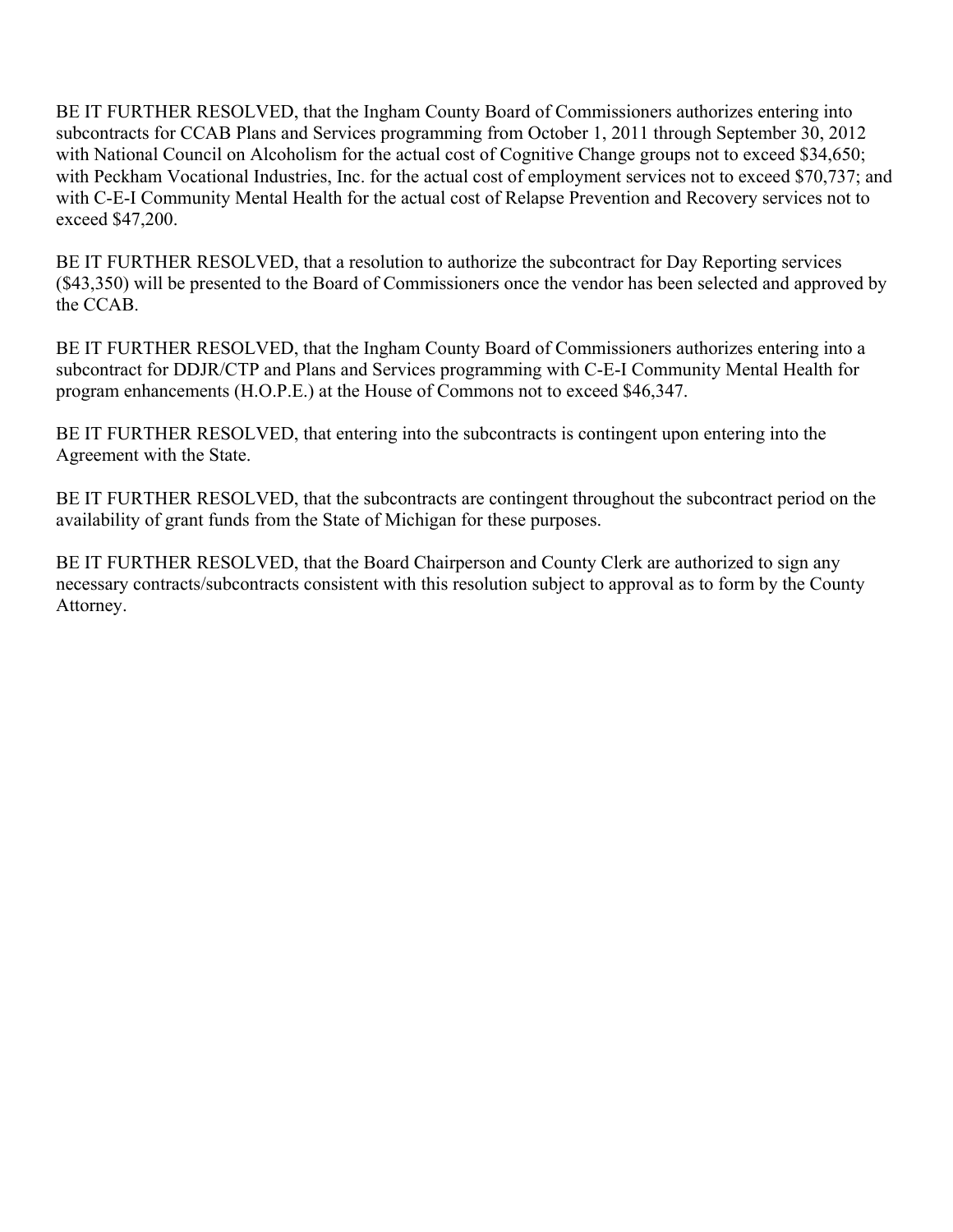BE IT FURTHER RESOLVED, that the Ingham County Board of Commissioners authorizes entering into subcontracts for CCAB Plans and Services programming from October 1, 2011 through September 30, 2012 with National Council on Alcoholism for the actual cost of Cognitive Change groups not to exceed $34,650; with Peckham Vocational Industries, Inc. for the actual cost of employment services not to exceed $70,737; and with C-E-I Community Mental Health for the actual cost of Relapse Prevention and Recovery services not to exceed $47,200.

BE IT FURTHER RESOLVED, that a resolution to authorize the subcontract for Day Reporting services ($43,350) will be presented to the Board of Commissioners once the vendor has been selected and approved by the CCAB.

BE IT FURTHER RESOLVED, that the Ingham County Board of Commissioners authorizes entering into a subcontract for DDJR/CTP and Plans and Services programming with C-E-I Community Mental Health for program enhancements (H.O.P.E.) at the House of Commons not to exceed $46,347.

BE IT FURTHER RESOLVED, that entering into the subcontracts is contingent upon entering into the Agreement with the State.

BE IT FURTHER RESOLVED, that the subcontracts are contingent throughout the subcontract period on the availability of grant funds from the State of Michigan for these purposes.

BE IT FURTHER RESOLVED, that the Board Chairperson and County Clerk are authorized to sign any necessary contracts/subcontracts consistent with this resolution subject to approval as to form by the County Attorney.